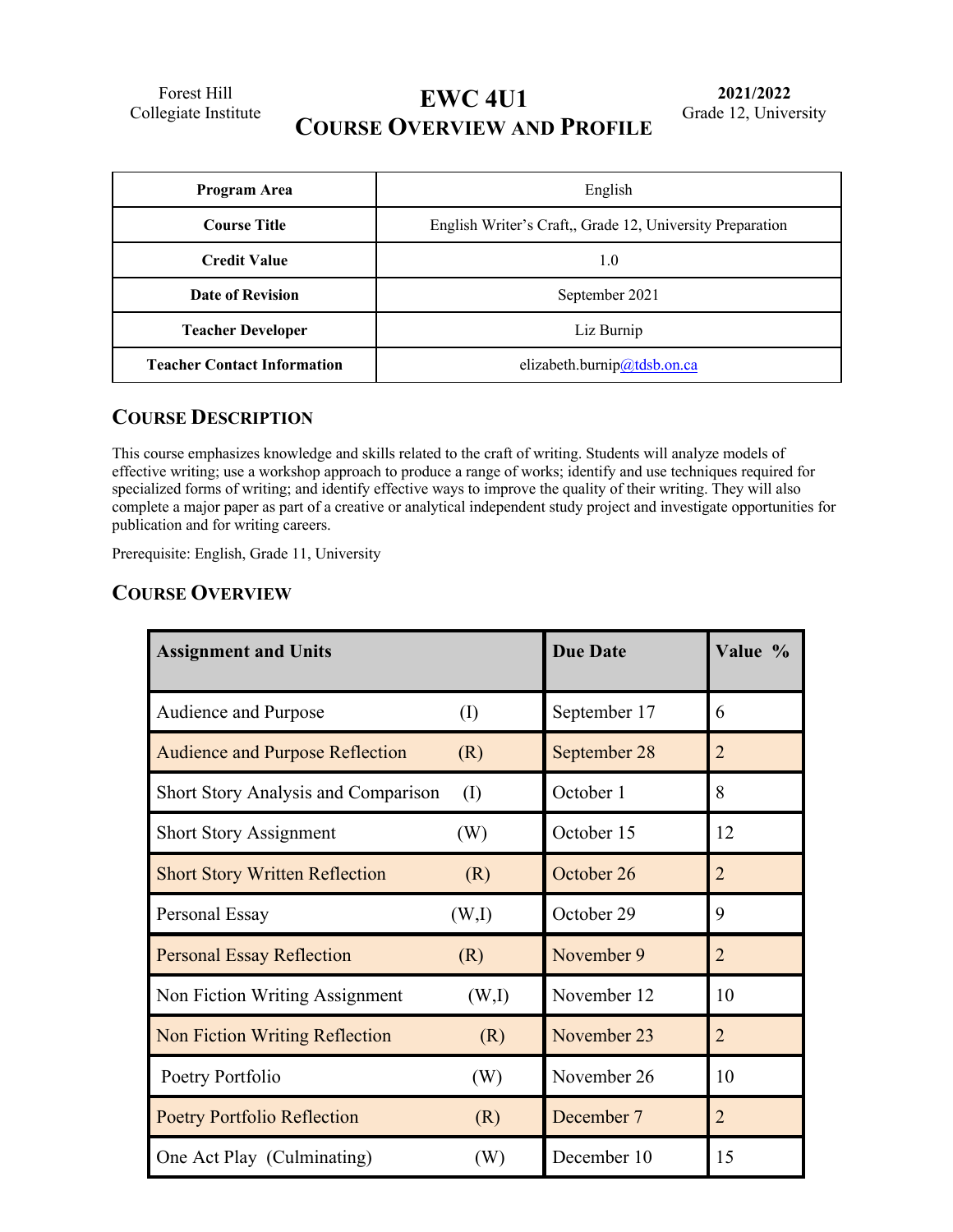Forest Hill Collegiate Institute

# EWC 4U1
# COURSE OVERVIEW AND PROFILE

**2021/2022**
Grade 12, University

| **Program Area** | English |
|---|---|
| **Course Title** | English Writer's Craft,, Grade 12, University Preparation |
| **Credit Value** | 1.0 |
| **Date of Revision** | September 2021 |
| **Teacher Developer** | Liz Burnip |
| **Teacher Contact Information** | elizabeth.burnip@tdsb.on.ca |

## COURSE DESCRIPTION

This course emphasizes knowledge and skills related to the craft of writing. Students will analyze models of effective writing; use a workshop approach to produce a range of works; identify and use techniques required for specialized forms of writing; and identify effective ways to improve the quality of their writing. They will also complete a major paper as part of a creative or analytical independent study project and investigate opportunities for publication and for writing careers.

Prerequisite: English, Grade 11, University

## COURSE OVERVIEW

| **Assignment and Units** | | **Due Date** | **Value %** |
|---|---|---|---|
| Audience and Purpose | (I) | September 17 | 6 |
| Audience and Purpose Reflection | (R) | September 28 | 2 |
| Short Story Analysis and Comparison | (I) | October 1 | 8 |
| Short Story Assignment | (W) | October 15 | 12 |
| Short Story Written Reflection | (R) | October 26 | 2 |
| Personal Essay | (W,I) | October 29 | 9 |
| Personal Essay Reflection | (R) | November 9 | 2 |
| Non Fiction Writing Assignment | (W,I) | November 12 | 10 |
| Non Fiction Writing Reflection | (R) | November 23 | 2 |
| Poetry Portfolio | (W) | November 26 | 10 |
| Poetry Portfolio Reflection | (R) | December 7 | 2 |
| One Act Play (Culminating) | (W) | December 10 | 15 |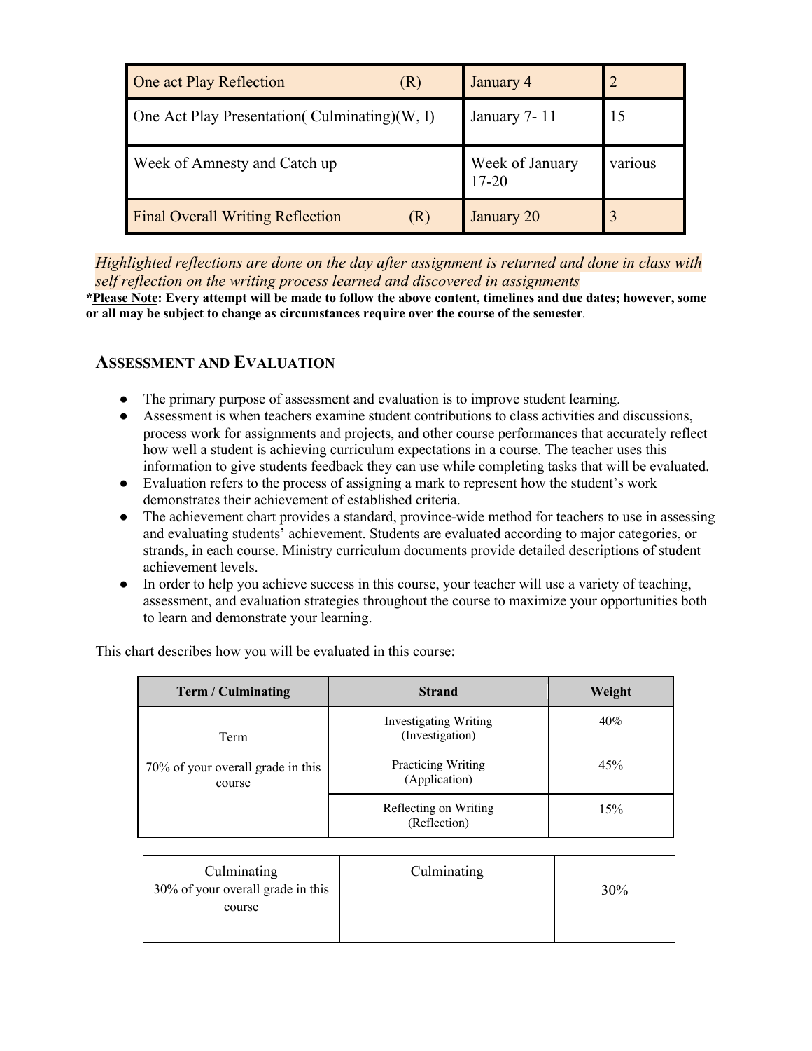| One act Play Reflection (R) | January 4 | 2 |
|---|---|---|
| One Act Play Presentation( Culminating)(W, I) | January 7- 11 | 15 |
| Week of Amnesty and Catch up | Week of January 17-20 | various |
| Final Overall Writing Reflection (R) | January 20 | 3 |

*Highlighted reflections are done on the day after assignment is returned and done in class with self reflection on the writing process learned and discovered in assignments*

***Please Note**: Every attempt will be made to follow the above content, timelines and due dates; however, some or all may be subject to change as circumstances require over the course of the semester**.

## ASSESSMENT AND EVALUATION

- The primary purpose of assessment and evaluation is to improve student learning.
- Assessment is when teachers examine student contributions to class activities and discussions, process work for assignments and projects, and other course performances that accurately reflect how well a student is achieving curriculum expectations in a course. The teacher uses this information to give students feedback they can use while completing tasks that will be evaluated.
- Evaluation refers to the process of assigning a mark to represent how the student's work demonstrates their achievement of established criteria.
- The achievement chart provides a standard, province-wide method for teachers to use in assessing and evaluating students' achievement. Students are evaluated according to major categories, or strands, in each course. Ministry curriculum documents provide detailed descriptions of student achievement levels.
- In order to help you achieve success in this course, your teacher will use a variety of teaching, assessment, and evaluation strategies throughout the course to maximize your opportunities both to learn and demonstrate your learning.

This chart describes how you will be evaluated in this course:

| Term / Culminating | Strand | Weight |
|---|---|---|
| Term<br><br>70% of your overall grade in this course | Investigating Writing (Investigation) | 40% |
| | Practicing Writing (Application) | 45% |
| | Reflecting on Writing (Reflection) | 15% |
| Culminating<br>30% of your overall grade in this course | Culminating | 30% |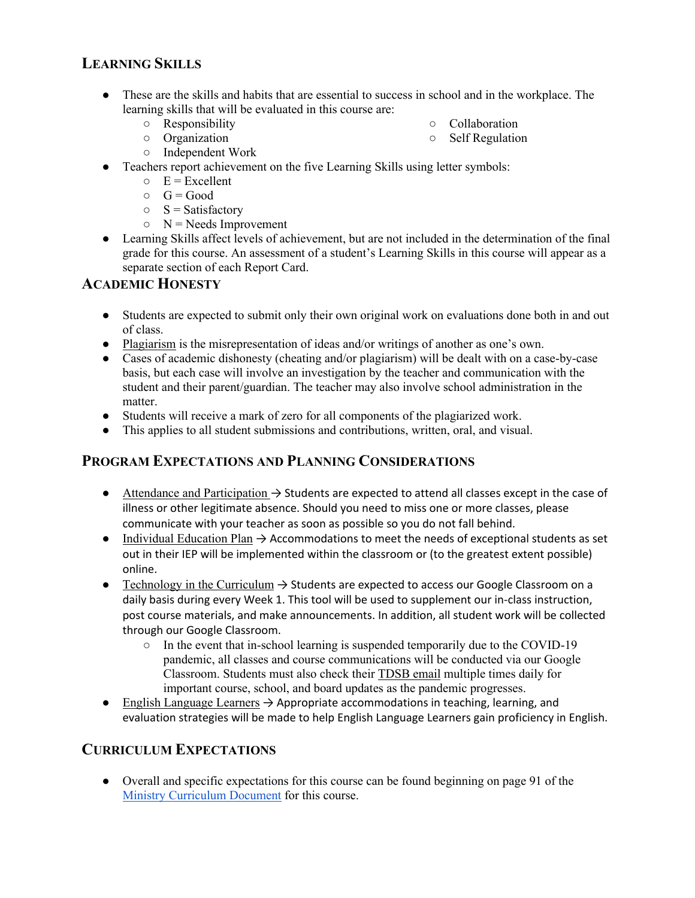## Learning Skills

- These are the skills and habits that are essential to success in school and in the workplace. The learning skills that will be evaluated in this course are:
  - Responsibility
  - Organization
  - Independent Work
  - Collaboration
  - Self Regulation
- Teachers report achievement on the five Learning Skills using letter symbols:
  - E = Excellent
  - G = Good
  - S = Satisfactory
  - N = Needs Improvement
- Learning Skills affect levels of achievement, but are not included in the determination of the final grade for this course. An assessment of a student's Learning Skills in this course will appear as a separate section of each Report Card.

## Academic Honesty

- Students are expected to submit only their own original work on evaluations done both in and out of class.
- Plagiarism is the misrepresentation of ideas and/or writings of another as one's own.
- Cases of academic dishonesty (cheating and/or plagiarism) will be dealt with on a case-by-case basis, but each case will involve an investigation by the teacher and communication with the student and their parent/guardian. The teacher may also involve school administration in the matter.
- Students will receive a mark of zero for all components of the plagiarized work.
- This applies to all student submissions and contributions, written, oral, and visual.

## Program Expectations and Planning Considerations

- Attendance and Participation → Students are expected to attend all classes except in the case of illness or other legitimate absence. Should you need to miss one or more classes, please communicate with your teacher as soon as possible so you do not fall behind.
- Individual Education Plan → Accommodations to meet the needs of exceptional students as set out in their IEP will be implemented within the classroom or (to the greatest extent possible) online.
- Technology in the Curriculum → Students are expected to access our Google Classroom on a daily basis during every Week 1. This tool will be used to supplement our in-class instruction, post course materials, and make announcements. In addition, all student work will be collected through our Google Classroom.
  - In the event that in-school learning is suspended temporarily due to the COVID-19 pandemic, all classes and course communications will be conducted via our Google Classroom. Students must also check their TDSB email multiple times daily for important course, school, and board updates as the pandemic progresses.
- English Language Learners → Appropriate accommodations in teaching, learning, and evaluation strategies will be made to help English Language Learners gain proficiency in English.

## Curriculum Expectations

- Overall and specific expectations for this course can be found beginning on page 91 of the Ministry Curriculum Document for this course.